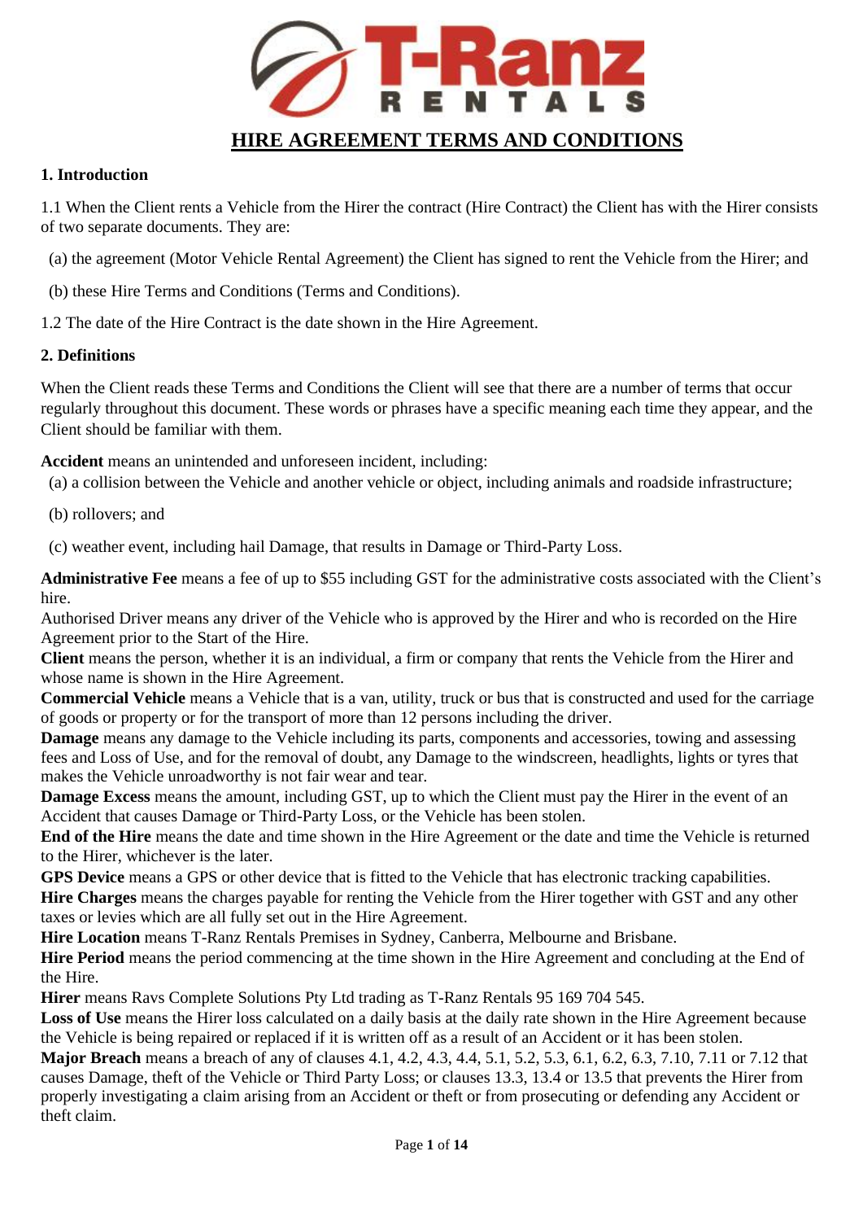# HIRE AGREEMENT TERMS AND CONDITIONS

**1. Introduction**

1.1 When the Client rents a Vehicle from the Hirer the contract (Hire Contract) the Client has with the Hirer consists of two separate documents. They are:

(a) the agreement (Motor Vehicle Rental Agreement) the Client has signed to rent the Vehicle from the Hirer; and

(b) these Hire Terms and Conditions (Terms and Conditions).

1.2 The date of the Hire Contract is the date shown in the Hire Agreement.

**2. Definitions**

When the Client reads these Terms and Conditions the Client will see that there are a number of terms that occur regularly throughout this document. These words or phrases have a specific meaning each time they appear, and the Client should be familiar with them.

**Accident** means an unintended and unforeseen incident, including:

(a) a collision between the Vehicle and another vehicle or object, including animals and roadside infrastructure;

(b) rollovers; and

(c) weather event, including hail Damage, that results in Damage or Third-Party Loss.

**Administrative Fee** means a fee of up to $55 including GST for the administrative costs associated with the Client's hire.

Authorised Driver means any driver of the Vehicle who is approved by the Hirer and who is recorded on the Hire Agreement prior to the Start of the Hire.

**Client** means the person, whether it is an individual, a firm or company that rents the Vehicle from the Hirer and whose name is shown in the Hire Agreement.

**Commercial Vehicle** means a Vehicle that is a van, utility, truck or bus that is constructed and used for the carriage of goods or property or for the transport of more than 12 persons including the driver.

**Damage** means any damage to the Vehicle including its parts, components and accessories, towing and assessing fees and Loss of Use, and for the removal of doubt, any Damage to the windscreen, headlights, lights or tyres that makes the Vehicle unroadworthy is not fair wear and tear.

**Damage Excess** means the amount, including GST, up to which the Client must pay the Hirer in the event of an Accident that causes Damage or Third-Party Loss, or the Vehicle has been stolen.

**End of the Hire** means the date and time shown in the Hire Agreement or the date and time the Vehicle is returned to the Hirer, whichever is the later.

**GPS Device** means a GPS or other device that is fitted to the Vehicle that has electronic tracking capabilities.

**Hire Charges** means the charges payable for renting the Vehicle from the Hirer together with GST and any other taxes or levies which are all fully set out in the Hire Agreement.

**Hire Location** means T-Ranz Rentals Premises in Sydney, Canberra, Melbourne and Brisbane.

**Hire Period** means the period commencing at the time shown in the Hire Agreement and concluding at the End of the Hire.

**Hirer** means Ravs Complete Solutions Pty Ltd trading as T-Ranz Rentals 95 169 704 545.

**Loss of Use** means the Hirer loss calculated on a daily basis at the daily rate shown in the Hire Agreement because the Vehicle is being repaired or replaced if it is written off as a result of an Accident or it has been stolen.

**Major Breach** means a breach of any of clauses 4.1, 4.2, 4.3, 4.4, 5.1, 5.2, 5.3, 6.1, 6.2, 6.3, 7.10, 7.11 or 7.12 that causes Damage, theft of the Vehicle or Third Party Loss; or clauses 13.3, 13.4 or 13.5 that prevents the Hirer from properly investigating a claim arising from an Accident or theft or from prosecuting or defending any Accident or theft claim.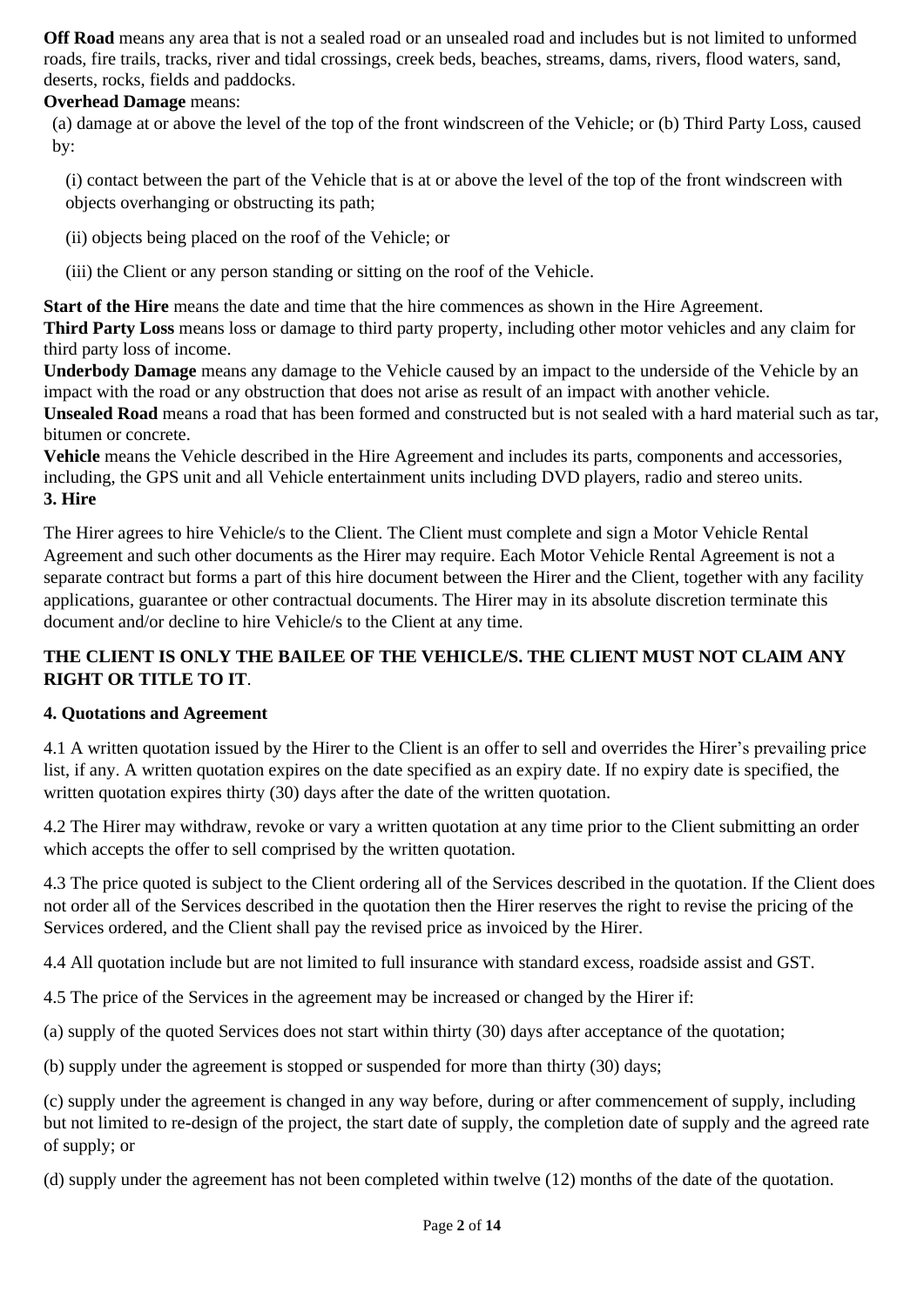**Off Road** means any area that is not a sealed road or an unsealed road and includes but is not limited to unformed roads, fire trails, tracks, river and tidal crossings, creek beds, beaches, streams, dams, rivers, flood waters, sand, deserts, rocks, fields and paddocks.

**Overhead Damage** means:

(a) damage at or above the level of the top of the front windscreen of the Vehicle; or (b) Third Party Loss, caused by:

(i) contact between the part of the Vehicle that is at or above the level of the top of the front windscreen with objects overhanging or obstructing its path;

(ii) objects being placed on the roof of the Vehicle; or

(iii) the Client or any person standing or sitting on the roof of the Vehicle.

**Start of the Hire** means the date and time that the hire commences as shown in the Hire Agreement.

**Third Party Loss** means loss or damage to third party property, including other motor vehicles and any claim for third party loss of income.

**Underbody Damage** means any damage to the Vehicle caused by an impact to the underside of the Vehicle by an impact with the road or any obstruction that does not arise as result of an impact with another vehicle.

**Unsealed Road** means a road that has been formed and constructed but is not sealed with a hard material such as tar, bitumen or concrete.

**Vehicle** means the Vehicle described in the Hire Agreement and includes its parts, components and accessories, including, the GPS unit and all Vehicle entertainment units including DVD players, radio and stereo units.

## 3. Hire

The Hirer agrees to hire Vehicle/s to the Client. The Client must complete and sign a Motor Vehicle Rental Agreement and such other documents as the Hirer may require. Each Motor Vehicle Rental Agreement is not a separate contract but forms a part of this hire document between the Hirer and the Client, together with any facility applications, guarantee or other contractual documents. The Hirer may in its absolute discretion terminate this document and/or decline to hire Vehicle/s to the Client at any time.

**THE CLIENT IS ONLY THE BAILEE OF THE VEHICLE/S. THE CLIENT MUST NOT CLAIM ANY RIGHT OR TITLE TO IT**.

## 4. Quotations and Agreement

4.1 A written quotation issued by the Hirer to the Client is an offer to sell and overrides the Hirer's prevailing price list, if any. A written quotation expires on the date specified as an expiry date. If no expiry date is specified, the written quotation expires thirty (30) days after the date of the written quotation.

4.2 The Hirer may withdraw, revoke or vary a written quotation at any time prior to the Client submitting an order which accepts the offer to sell comprised by the written quotation.

4.3 The price quoted is subject to the Client ordering all of the Services described in the quotation. If the Client does not order all of the Services described in the quotation then the Hirer reserves the right to revise the pricing of the Services ordered, and the Client shall pay the revised price as invoiced by the Hirer.

4.4 All quotation include but are not limited to full insurance with standard excess, roadside assist and GST.

4.5 The price of the Services in the agreement may be increased or changed by the Hirer if:

(a) supply of the quoted Services does not start within thirty (30) days after acceptance of the quotation;

(b) supply under the agreement is stopped or suspended for more than thirty (30) days;

(c) supply under the agreement is changed in any way before, during or after commencement of supply, including but not limited to re-design of the project, the start date of supply, the completion date of supply and the agreed rate of supply; or

(d) supply under the agreement has not been completed within twelve (12) months of the date of the quotation.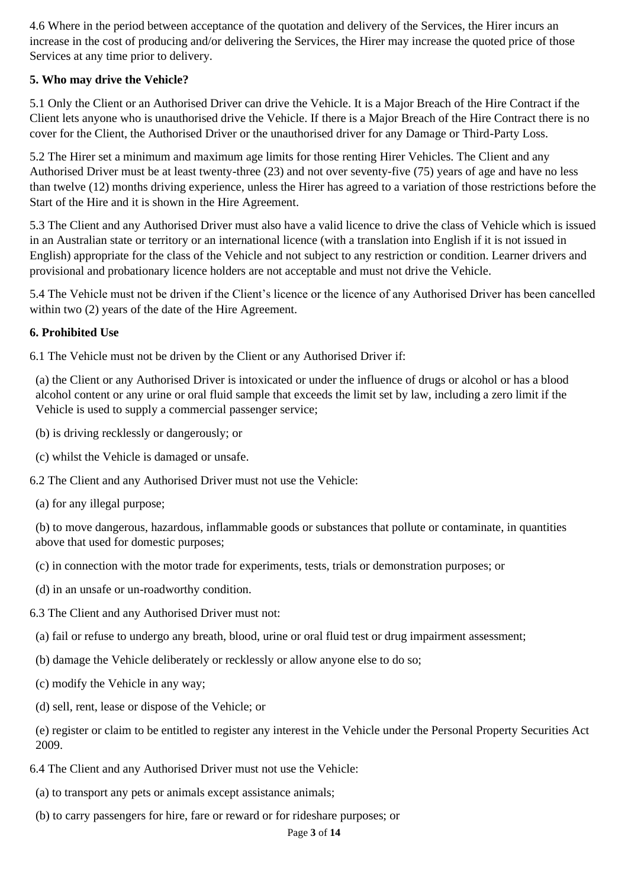4.6 Where in the period between acceptance of the quotation and delivery of the Services, the Hirer incurs an increase in the cost of producing and/or delivering the Services, the Hirer may increase the quoted price of those Services at any time prior to delivery.

**5. Who may drive the Vehicle?**

5.1 Only the Client or an Authorised Driver can drive the Vehicle. It is a Major Breach of the Hire Contract if the Client lets anyone who is unauthorised drive the Vehicle. If there is a Major Breach of the Hire Contract there is no cover for the Client, the Authorised Driver or the unauthorised driver for any Damage or Third-Party Loss.

5.2 The Hirer set a minimum and maximum age limits for those renting Hirer Vehicles. The Client and any Authorised Driver must be at least twenty-three (23) and not over seventy-five (75) years of age and have no less than twelve (12) months driving experience, unless the Hirer has agreed to a variation of those restrictions before the Start of the Hire and it is shown in the Hire Agreement.

5.3 The Client and any Authorised Driver must also have a valid licence to drive the class of Vehicle which is issued in an Australian state or territory or an international licence (with a translation into English if it is not issued in English) appropriate for the class of the Vehicle and not subject to any restriction or condition. Learner drivers and provisional and probationary licence holders are not acceptable and must not drive the Vehicle.

5.4 The Vehicle must not be driven if the Client's licence or the licence of any Authorised Driver has been cancelled within two (2) years of the date of the Hire Agreement.

**6. Prohibited Use**

6.1 The Vehicle must not be driven by the Client or any Authorised Driver if:

(a) the Client or any Authorised Driver is intoxicated or under the influence of drugs or alcohol or has a blood alcohol content or any urine or oral fluid sample that exceeds the limit set by law, including a zero limit if the Vehicle is used to supply a commercial passenger service;

(b) is driving recklessly or dangerously; or

(c) whilst the Vehicle is damaged or unsafe.

6.2 The Client and any Authorised Driver must not use the Vehicle:

(a) for any illegal purpose;

(b) to move dangerous, hazardous, inflammable goods or substances that pollute or contaminate, in quantities above that used for domestic purposes;

(c) in connection with the motor trade for experiments, tests, trials or demonstration purposes; or

(d) in an unsafe or un-roadworthy condition.

6.3 The Client and any Authorised Driver must not:

(a) fail or refuse to undergo any breath, blood, urine or oral fluid test or drug impairment assessment;

(b) damage the Vehicle deliberately or recklessly or allow anyone else to do so;

(c) modify the Vehicle in any way;

(d) sell, rent, lease or dispose of the Vehicle; or

(e) register or claim to be entitled to register any interest in the Vehicle under the Personal Property Securities Act 2009.

6.4 The Client and any Authorised Driver must not use the Vehicle:

(a) to transport any pets or animals except assistance animals;

(b) to carry passengers for hire, fare or reward or for rideshare purposes; or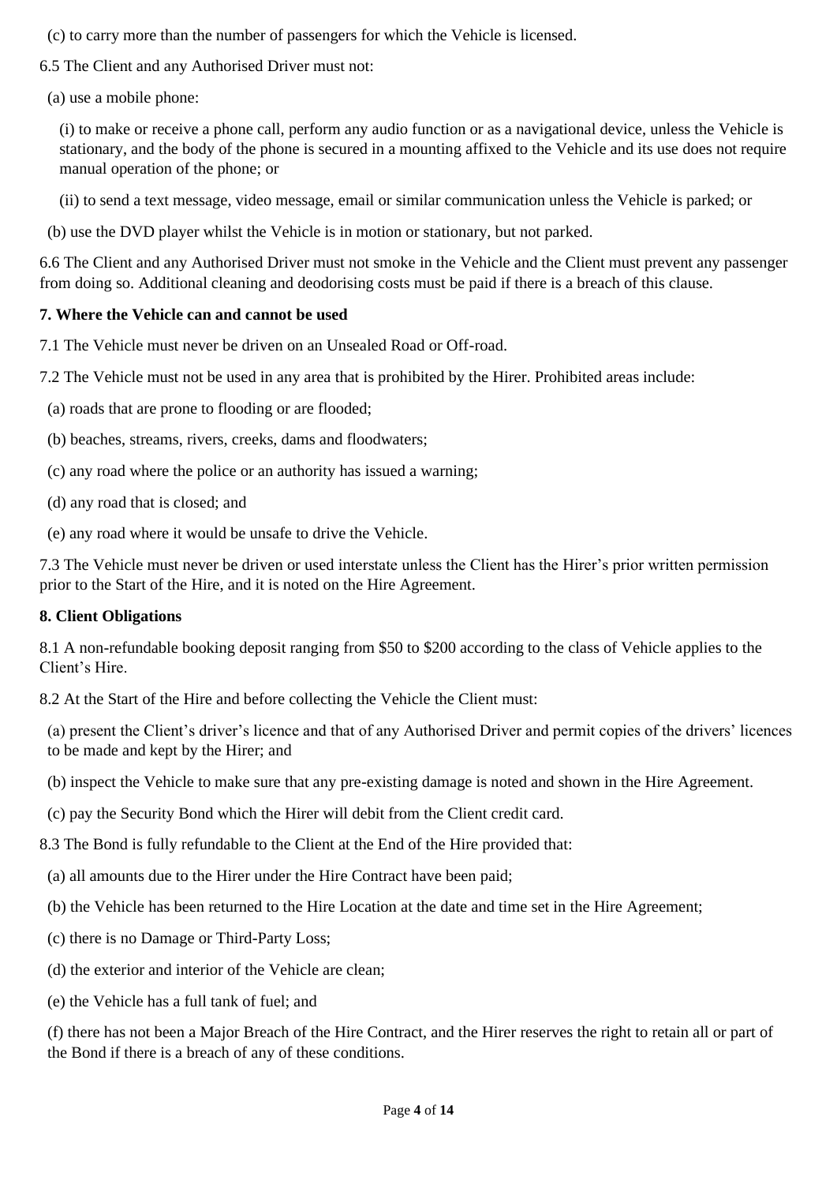(c) to carry more than the number of passengers for which the Vehicle is licensed.

6.5 The Client and any Authorised Driver must not:

(a) use a mobile phone:

(i) to make or receive a phone call, perform any audio function or as a navigational device, unless the Vehicle is stationary, and the body of the phone is secured in a mounting affixed to the Vehicle and its use does not require manual operation of the phone; or

(ii) to send a text message, video message, email or similar communication unless the Vehicle is parked; or

(b) use the DVD player whilst the Vehicle is in motion or stationary, but not parked.

6.6 The Client and any Authorised Driver must not smoke in the Vehicle and the Client must prevent any passenger from doing so. Additional cleaning and deodorising costs must be paid if there is a breach of this clause.

**7. Where the Vehicle can and cannot be used**

7.1 The Vehicle must never be driven on an Unsealed Road or Off-road.

7.2 The Vehicle must not be used in any area that is prohibited by the Hirer. Prohibited areas include:

(a) roads that are prone to flooding or are flooded;

(b) beaches, streams, rivers, creeks, dams and floodwaters;

(c) any road where the police or an authority has issued a warning;

(d) any road that is closed; and

(e) any road where it would be unsafe to drive the Vehicle.

7.3 The Vehicle must never be driven or used interstate unless the Client has the Hirer's prior written permission prior to the Start of the Hire, and it is noted on the Hire Agreement.

**8. Client Obligations**

8.1 A non-refundable booking deposit ranging from $50 to $200 according to the class of Vehicle applies to the Client's Hire.

8.2 At the Start of the Hire and before collecting the Vehicle the Client must:

(a) present the Client's driver's licence and that of any Authorised Driver and permit copies of the drivers' licences to be made and kept by the Hirer; and

(b) inspect the Vehicle to make sure that any pre-existing damage is noted and shown in the Hire Agreement.

(c) pay the Security Bond which the Hirer will debit from the Client credit card.

8.3 The Bond is fully refundable to the Client at the End of the Hire provided that:

(a) all amounts due to the Hirer under the Hire Contract have been paid;

(b) the Vehicle has been returned to the Hire Location at the date and time set in the Hire Agreement;

(c) there is no Damage or Third-Party Loss;

(d) the exterior and interior of the Vehicle are clean;

(e) the Vehicle has a full tank of fuel; and

(f) there has not been a Major Breach of the Hire Contract, and the Hirer reserves the right to retain all or part of the Bond if there is a breach of any of these conditions.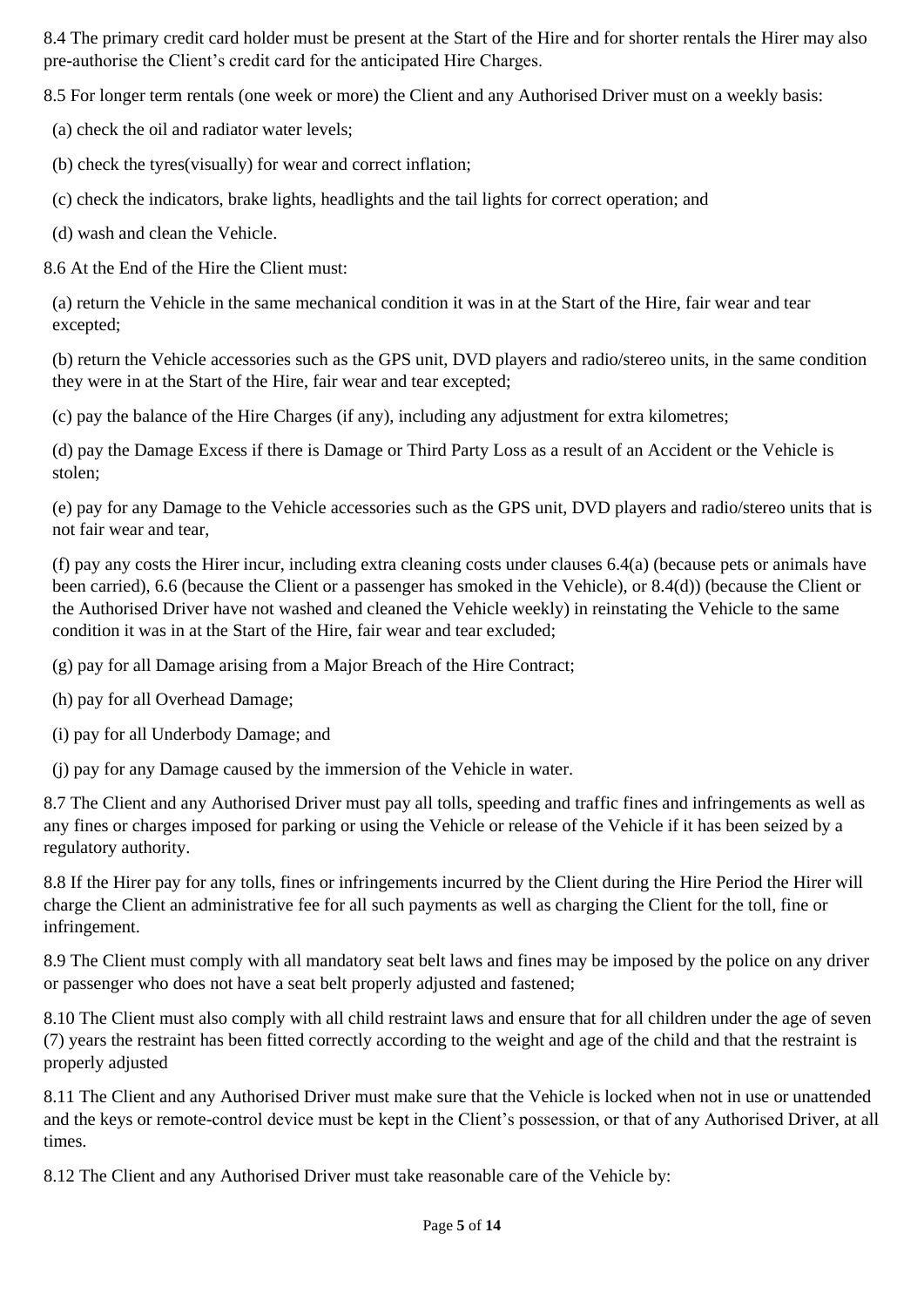8.4 The primary credit card holder must be present at the Start of the Hire and for shorter rentals the Hirer may also pre-authorise the Client's credit card for the anticipated Hire Charges.

8.5 For longer term rentals (one week or more) the Client and any Authorised Driver must on a weekly basis:

(a) check the oil and radiator water levels;

(b) check the tyres(visually) for wear and correct inflation;

(c) check the indicators, brake lights, headlights and the tail lights for correct operation; and

(d) wash and clean the Vehicle.

8.6 At the End of the Hire the Client must:

(a) return the Vehicle in the same mechanical condition it was in at the Start of the Hire, fair wear and tear excepted;

(b) return the Vehicle accessories such as the GPS unit, DVD players and radio/stereo units, in the same condition they were in at the Start of the Hire, fair wear and tear excepted;

(c) pay the balance of the Hire Charges (if any), including any adjustment for extra kilometres;

(d) pay the Damage Excess if there is Damage or Third Party Loss as a result of an Accident or the Vehicle is stolen;

(e) pay for any Damage to the Vehicle accessories such as the GPS unit, DVD players and radio/stereo units that is not fair wear and tear,

(f) pay any costs the Hirer incur, including extra cleaning costs under clauses 6.4(a) (because pets or animals have been carried), 6.6 (because the Client or a passenger has smoked in the Vehicle), or 8.4(d)) (because the Client or the Authorised Driver have not washed and cleaned the Vehicle weekly) in reinstating the Vehicle to the same condition it was in at the Start of the Hire, fair wear and tear excluded;

(g) pay for all Damage arising from a Major Breach of the Hire Contract;

(h) pay for all Overhead Damage;

(i) pay for all Underbody Damage; and

(j) pay for any Damage caused by the immersion of the Vehicle in water.

8.7 The Client and any Authorised Driver must pay all tolls, speeding and traffic fines and infringements as well as any fines or charges imposed for parking or using the Vehicle or release of the Vehicle if it has been seized by a regulatory authority.

8.8 If the Hirer pay for any tolls, fines or infringements incurred by the Client during the Hire Period the Hirer will charge the Client an administrative fee for all such payments as well as charging the Client for the toll, fine or infringement.

8.9 The Client must comply with all mandatory seat belt laws and fines may be imposed by the police on any driver or passenger who does not have a seat belt properly adjusted and fastened;

8.10 The Client must also comply with all child restraint laws and ensure that for all children under the age of seven (7) years the restraint has been fitted correctly according to the weight and age of the child and that the restraint is properly adjusted

8.11 The Client and any Authorised Driver must make sure that the Vehicle is locked when not in use or unattended and the keys or remote-control device must be kept in the Client's possession, or that of any Authorised Driver, at all times.

8.12 The Client and any Authorised Driver must take reasonable care of the Vehicle by: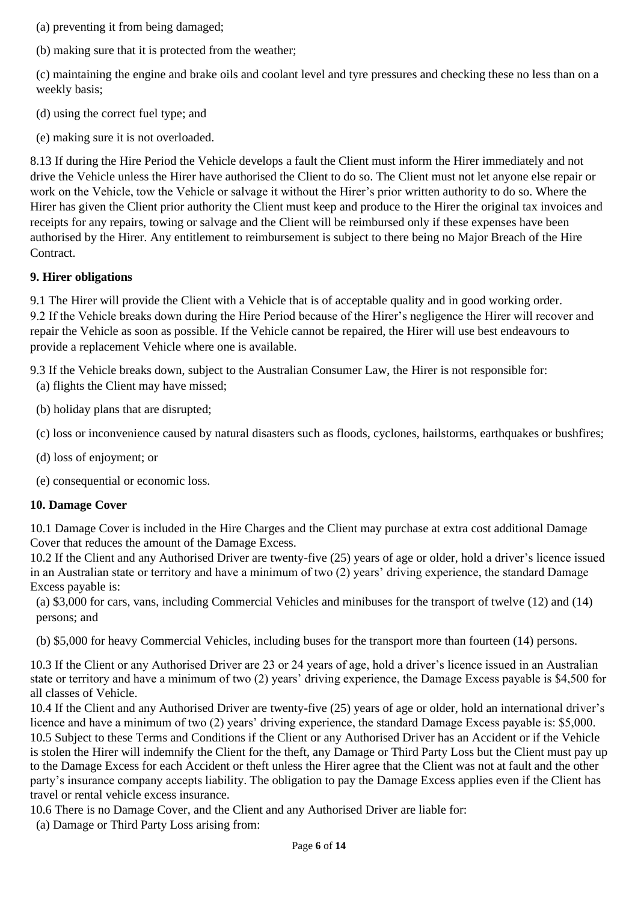(a) preventing it from being damaged;

(b) making sure that it is protected from the weather;

(c) maintaining the engine and brake oils and coolant level and tyre pressures and checking these no less than on a weekly basis;

(d) using the correct fuel type; and

(e) making sure it is not overloaded.

8.13 If during the Hire Period the Vehicle develops a fault the Client must inform the Hirer immediately and not drive the Vehicle unless the Hirer have authorised the Client to do so. The Client must not let anyone else repair or work on the Vehicle, tow the Vehicle or salvage it without the Hirer's prior written authority to do so. Where the Hirer has given the Client prior authority the Client must keep and produce to the Hirer the original tax invoices and receipts for any repairs, towing or salvage and the Client will be reimbursed only if these expenses have been authorised by the Hirer. Any entitlement to reimbursement is subject to there being no Major Breach of the Hire Contract.

**9. Hirer obligations**

9.1 The Hirer will provide the Client with a Vehicle that is of acceptable quality and in good working order.
9.2 If the Vehicle breaks down during the Hire Period because of the Hirer's negligence the Hirer will recover and repair the Vehicle as soon as possible. If the Vehicle cannot be repaired, the Hirer will use best endeavours to provide a replacement Vehicle where one is available.

9.3 If the Vehicle breaks down, subject to the Australian Consumer Law, the Hirer is not responsible for:

(a) flights the Client may have missed;

(b) holiday plans that are disrupted;

(c) loss or inconvenience caused by natural disasters such as floods, cyclones, hailstorms, earthquakes or bushfires;

(d) loss of enjoyment; or

(e) consequential or economic loss.

**10. Damage Cover**

10.1 Damage Cover is included in the Hire Charges and the Client may purchase at extra cost additional Damage Cover that reduces the amount of the Damage Excess.
10.2 If the Client and any Authorised Driver are twenty-five (25) years of age or older, hold a driver's licence issued in an Australian state or territory and have a minimum of two (2) years' driving experience, the standard Damage Excess payable is:

(a) $3,000 for cars, vans, including Commercial Vehicles and minibuses for the transport of twelve (12) and (14) persons; and

(b) $5,000 for heavy Commercial Vehicles, including buses for the transport more than fourteen (14) persons.

10.3 If the Client or any Authorised Driver are 23 or 24 years of age, hold a driver's licence issued in an Australian state or territory and have a minimum of two (2) years' driving experience, the Damage Excess payable is $4,500 for all classes of Vehicle.
10.4 If the Client and any Authorised Driver are twenty-five (25) years of age or older, hold an international driver's licence and have a minimum of two (2) years' driving experience, the standard Damage Excess payable is: $5,000.
10.5 Subject to these Terms and Conditions if the Client or any Authorised Driver has an Accident or if the Vehicle is stolen the Hirer will indemnify the Client for the theft, any Damage or Third Party Loss but the Client must pay up to the Damage Excess for each Accident or theft unless the Hirer agree that the Client was not at fault and the other party's insurance company accepts liability. The obligation to pay the Damage Excess applies even if the Client has travel or rental vehicle excess insurance.
10.6 There is no Damage Cover, and the Client and any Authorised Driver are liable for:

(a) Damage or Third Party Loss arising from: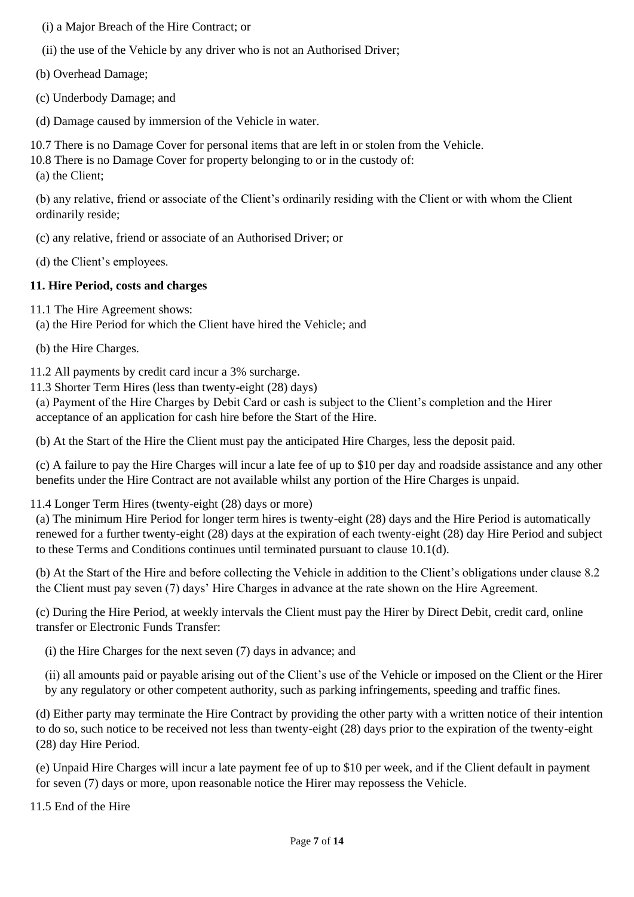(i) a Major Breach of the Hire Contract; or

(ii) the use of the Vehicle by any driver who is not an Authorised Driver;

(b) Overhead Damage;

(c) Underbody Damage; and

(d) Damage caused by immersion of the Vehicle in water.

10.7 There is no Damage Cover for personal items that are left in or stolen from the Vehicle.

10.8 There is no Damage Cover for property belonging to or in the custody of:

(a) the Client;

(b) any relative, friend or associate of the Client's ordinarily residing with the Client or with whom the Client ordinarily reside;

(c) any relative, friend or associate of an Authorised Driver; or

(d) the Client's employees.

**11. Hire Period, costs and charges**

11.1 The Hire Agreement shows:

(a) the Hire Period for which the Client have hired the Vehicle; and

(b) the Hire Charges.

11.2 All payments by credit card incur a 3% surcharge.

11.3 Shorter Term Hires (less than twenty-eight (28) days)

(a) Payment of the Hire Charges by Debit Card or cash is subject to the Client's completion and the Hirer acceptance of an application for cash hire before the Start of the Hire.

(b) At the Start of the Hire the Client must pay the anticipated Hire Charges, less the deposit paid.

(c) A failure to pay the Hire Charges will incur a late fee of up to $10 per day and roadside assistance and any other benefits under the Hire Contract are not available whilst any portion of the Hire Charges is unpaid.

11.4 Longer Term Hires (twenty-eight (28) days or more)

(a) The minimum Hire Period for longer term hires is twenty-eight (28) days and the Hire Period is automatically renewed for a further twenty-eight (28) days at the expiration of each twenty-eight (28) day Hire Period and subject to these Terms and Conditions continues until terminated pursuant to clause 10.1(d).

(b) At the Start of the Hire and before collecting the Vehicle in addition to the Client's obligations under clause 8.2 the Client must pay seven (7) days' Hire Charges in advance at the rate shown on the Hire Agreement.

(c) During the Hire Period, at weekly intervals the Client must pay the Hirer by Direct Debit, credit card, online transfer or Electronic Funds Transfer:

(i) the Hire Charges for the next seven (7) days in advance; and

(ii) all amounts paid or payable arising out of the Client's use of the Vehicle or imposed on the Client or the Hirer by any regulatory or other competent authority, such as parking infringements, speeding and traffic fines.

(d) Either party may terminate the Hire Contract by providing the other party with a written notice of their intention to do so, such notice to be received not less than twenty-eight (28) days prior to the expiration of the twenty-eight (28) day Hire Period.

(e) Unpaid Hire Charges will incur a late payment fee of up to $10 per week, and if the Client default in payment for seven (7) days or more, upon reasonable notice the Hirer may repossess the Vehicle.

11.5 End of the Hire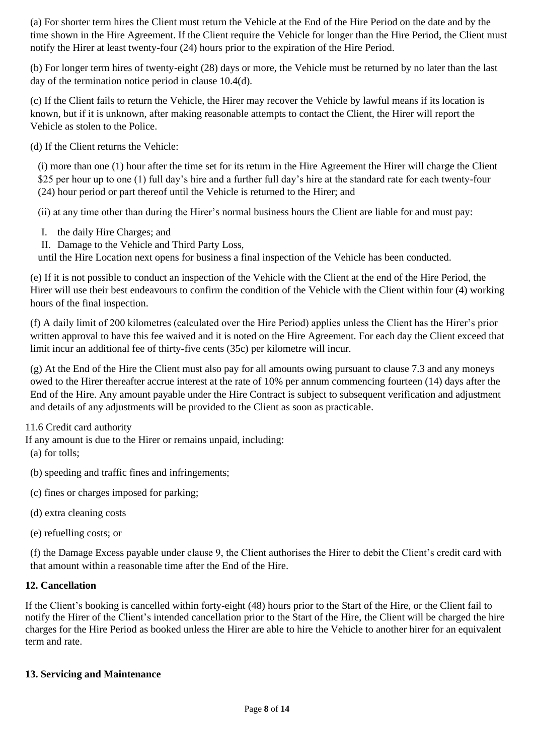(a) For shorter term hires the Client must return the Vehicle at the End of the Hire Period on the date and by the time shown in the Hire Agreement. If the Client require the Vehicle for longer than the Hire Period, the Client must notify the Hirer at least twenty-four (24) hours prior to the expiration of the Hire Period.

(b) For longer term hires of twenty-eight (28) days or more, the Vehicle must be returned by no later than the last day of the termination notice period in clause 10.4(d).

(c) If the Client fails to return the Vehicle, the Hirer may recover the Vehicle by lawful means if its location is known, but if it is unknown, after making reasonable attempts to contact the Client, the Hirer will report the Vehicle as stolen to the Police.

(d) If the Client returns the Vehicle:

(i) more than one (1) hour after the time set for its return in the Hire Agreement the Hirer will charge the Client $25 per hour up to one (1) full day's hire and a further full day's hire at the standard rate for each twenty-four (24) hour period or part thereof until the Vehicle is returned to the Hirer; and

(ii) at any time other than during the Hirer's normal business hours the Client are liable for and must pay:

I. the daily Hire Charges; and
II. Damage to the Vehicle and Third Party Loss,

until the Hire Location next opens for business a final inspection of the Vehicle has been conducted.

(e) If it is not possible to conduct an inspection of the Vehicle with the Client at the end of the Hire Period, the Hirer will use their best endeavours to confirm the condition of the Vehicle with the Client within four (4) working hours of the final inspection.

(f) A daily limit of 200 kilometres (calculated over the Hire Period) applies unless the Client has the Hirer's prior written approval to have this fee waived and it is noted on the Hire Agreement. For each day the Client exceed that limit incur an additional fee of thirty-five cents (35c) per kilometre will incur.

(g) At the End of the Hire the Client must also pay for all amounts owing pursuant to clause 7.3 and any moneys owed to the Hirer thereafter accrue interest at the rate of 10% per annum commencing fourteen (14) days after the End of the Hire. Any amount payable under the Hire Contract is subject to subsequent verification and adjustment and details of any adjustments will be provided to the Client as soon as practicable.

11.6 Credit card authority

If any amount is due to the Hirer or remains unpaid, including:

(a) for tolls;

(b) speeding and traffic fines and infringements;

(c) fines or charges imposed for parking;

(d) extra cleaning costs

(e) refuelling costs; or

(f) the Damage Excess payable under clause 9, the Client authorises the Hirer to debit the Client's credit card with that amount within a reasonable time after the End of the Hire.

## 12. Cancellation

If the Client's booking is cancelled within forty-eight (48) hours prior to the Start of the Hire, or the Client fail to notify the Hirer of the Client's intended cancellation prior to the Start of the Hire, the Client will be charged the hire charges for the Hire Period as booked unless the Hirer are able to hire the Vehicle to another hirer for an equivalent term and rate.

## 13. Servicing and Maintenance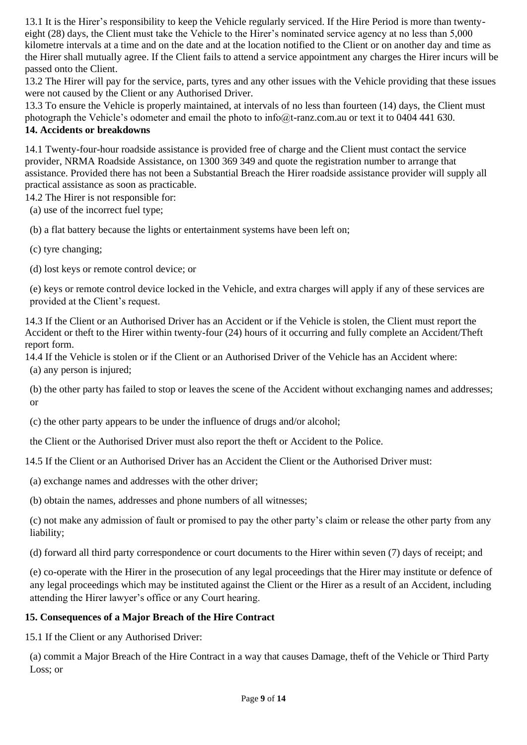13.1 It is the Hirer's responsibility to keep the Vehicle regularly serviced. If the Hire Period is more than twenty-eight (28) days, the Client must take the Vehicle to the Hirer's nominated service agency at no less than 5,000 kilometre intervals at a time and on the date and at the location notified to the Client or on another day and time as the Hirer shall mutually agree. If the Client fails to attend a service appointment any charges the Hirer incurs will be passed onto the Client.

13.2 The Hirer will pay for the service, parts, tyres and any other issues with the Vehicle providing that these issues were not caused by the Client or any Authorised Driver.

13.3 To ensure the Vehicle is properly maintained, at intervals of no less than fourteen (14) days, the Client must photograph the Vehicle's odometer and email the photo to info@t-ranz.com.au or text it to 0404 441 630.

## 14. Accidents or breakdowns

14.1 Twenty-four-hour roadside assistance is provided free of charge and the Client must contact the service provider, NRMA Roadside Assistance, on 1300 369 349 and quote the registration number to arrange that assistance. Provided there has not been a Substantial Breach the Hirer roadside assistance provider will supply all practical assistance as soon as practicable.

14.2 The Hirer is not responsible for:

(a) use of the incorrect fuel type;

(b) a flat battery because the lights or entertainment systems have been left on;

(c) tyre changing;

(d) lost keys or remote control device; or

(e) keys or remote control device locked in the Vehicle, and extra charges will apply if any of these services are provided at the Client's request.

14.3 If the Client or an Authorised Driver has an Accident or if the Vehicle is stolen, the Client must report the Accident or theft to the Hirer within twenty-four (24) hours of it occurring and fully complete an Accident/Theft report form.

14.4 If the Vehicle is stolen or if the Client or an Authorised Driver of the Vehicle has an Accident where:

(a) any person is injured;

(b) the other party has failed to stop or leaves the scene of the Accident without exchanging names and addresses; or

(c) the other party appears to be under the influence of drugs and/or alcohol;

the Client or the Authorised Driver must also report the theft or Accident to the Police.

14.5 If the Client or an Authorised Driver has an Accident the Client or the Authorised Driver must:

(a) exchange names and addresses with the other driver;

(b) obtain the names, addresses and phone numbers of all witnesses;

(c) not make any admission of fault or promised to pay the other party's claim or release the other party from any liability;

(d) forward all third party correspondence or court documents to the Hirer within seven (7) days of receipt; and

(e) co-operate with the Hirer in the prosecution of any legal proceedings that the Hirer may institute or defence of any legal proceedings which may be instituted against the Client or the Hirer as a result of an Accident, including attending the Hirer lawyer's office or any Court hearing.

## 15. Consequences of a Major Breach of the Hire Contract

15.1 If the Client or any Authorised Driver:

(a) commit a Major Breach of the Hire Contract in a way that causes Damage, theft of the Vehicle or Third Party Loss; or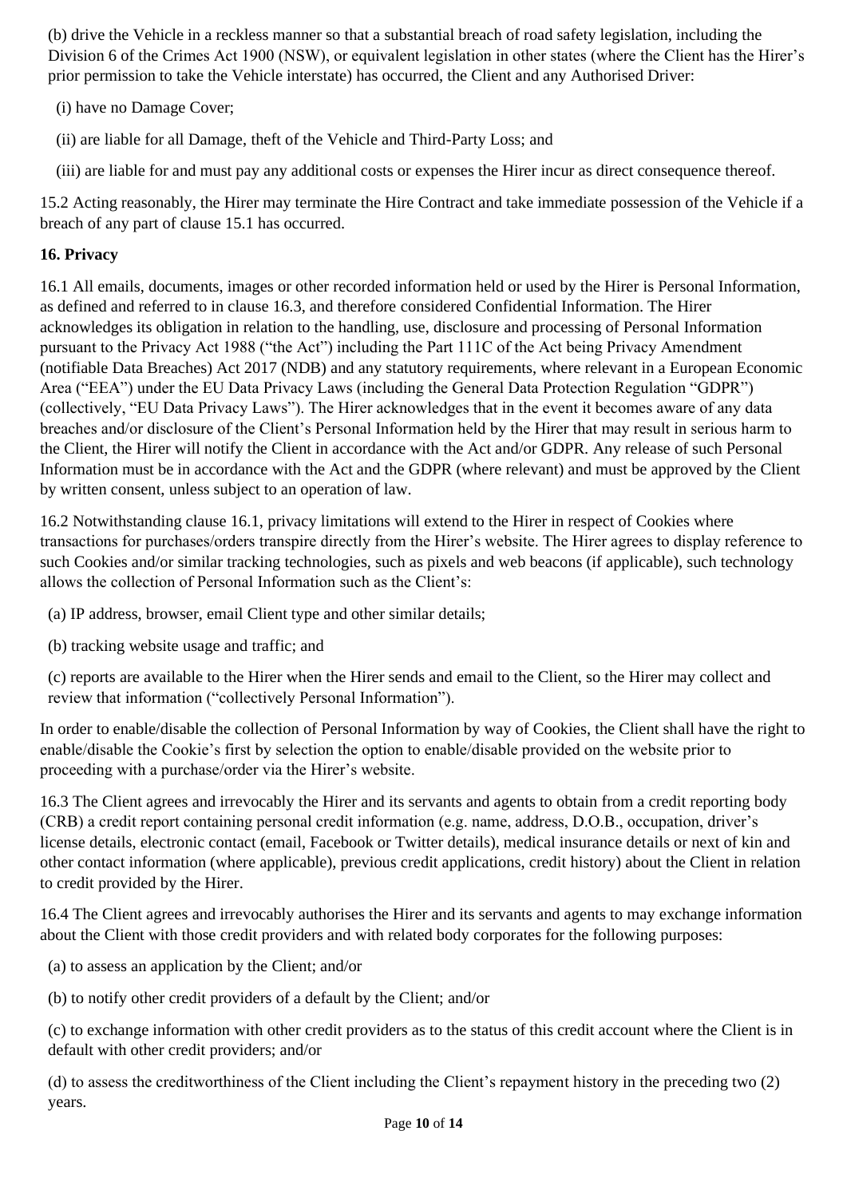(b) drive the Vehicle in a reckless manner so that a substantial breach of road safety legislation, including the Division 6 of the Crimes Act 1900 (NSW), or equivalent legislation in other states (where the Client has the Hirer's prior permission to take the Vehicle interstate) has occurred, the Client and any Authorised Driver:

(i) have no Damage Cover;

(ii) are liable for all Damage, theft of the Vehicle and Third-Party Loss; and

(iii) are liable for and must pay any additional costs or expenses the Hirer incur as direct consequence thereof.

15.2 Acting reasonably, the Hirer may terminate the Hire Contract and take immediate possession of the Vehicle if a breach of any part of clause 15.1 has occurred.

**16. Privacy**

16.1 All emails, documents, images or other recorded information held or used by the Hirer is Personal Information, as defined and referred to in clause 16.3, and therefore considered Confidential Information. The Hirer acknowledges its obligation in relation to the handling, use, disclosure and processing of Personal Information pursuant to the Privacy Act 1988 ("the Act") including the Part 111C of the Act being Privacy Amendment (notifiable Data Breaches) Act 2017 (NDB) and any statutory requirements, where relevant in a European Economic Area ("EEA") under the EU Data Privacy Laws (including the General Data Protection Regulation "GDPR") (collectively, "EU Data Privacy Laws"). The Hirer acknowledges that in the event it becomes aware of any data breaches and/or disclosure of the Client's Personal Information held by the Hirer that may result in serious harm to the Client, the Hirer will notify the Client in accordance with the Act and/or GDPR. Any release of such Personal Information must be in accordance with the Act and the GDPR (where relevant) and must be approved by the Client by written consent, unless subject to an operation of law.

16.2 Notwithstanding clause 16.1, privacy limitations will extend to the Hirer in respect of Cookies where transactions for purchases/orders transpire directly from the Hirer's website. The Hirer agrees to display reference to such Cookies and/or similar tracking technologies, such as pixels and web beacons (if applicable), such technology allows the collection of Personal Information such as the Client's:

(a) IP address, browser, email Client type and other similar details;

(b) tracking website usage and traffic; and

(c) reports are available to the Hirer when the Hirer sends and email to the Client, so the Hirer may collect and review that information ("collectively Personal Information").

In order to enable/disable the collection of Personal Information by way of Cookies, the Client shall have the right to enable/disable the Cookie's first by selection the option to enable/disable provided on the website prior to proceeding with a purchase/order via the Hirer's website.

16.3 The Client agrees and irrevocably the Hirer and its servants and agents to obtain from a credit reporting body (CRB) a credit report containing personal credit information (e.g. name, address, D.O.B., occupation, driver's license details, electronic contact (email, Facebook or Twitter details), medical insurance details or next of kin and other contact information (where applicable), previous credit applications, credit history) about the Client in relation to credit provided by the Hirer.

16.4 The Client agrees and irrevocably authorises the Hirer and its servants and agents to may exchange information about the Client with those credit providers and with related body corporates for the following purposes:

(a) to assess an application by the Client; and/or

(b) to notify other credit providers of a default by the Client; and/or

(c) to exchange information with other credit providers as to the status of this credit account where the Client is in default with other credit providers; and/or

(d) to assess the creditworthiness of the Client including the Client's repayment history in the preceding two (2) years.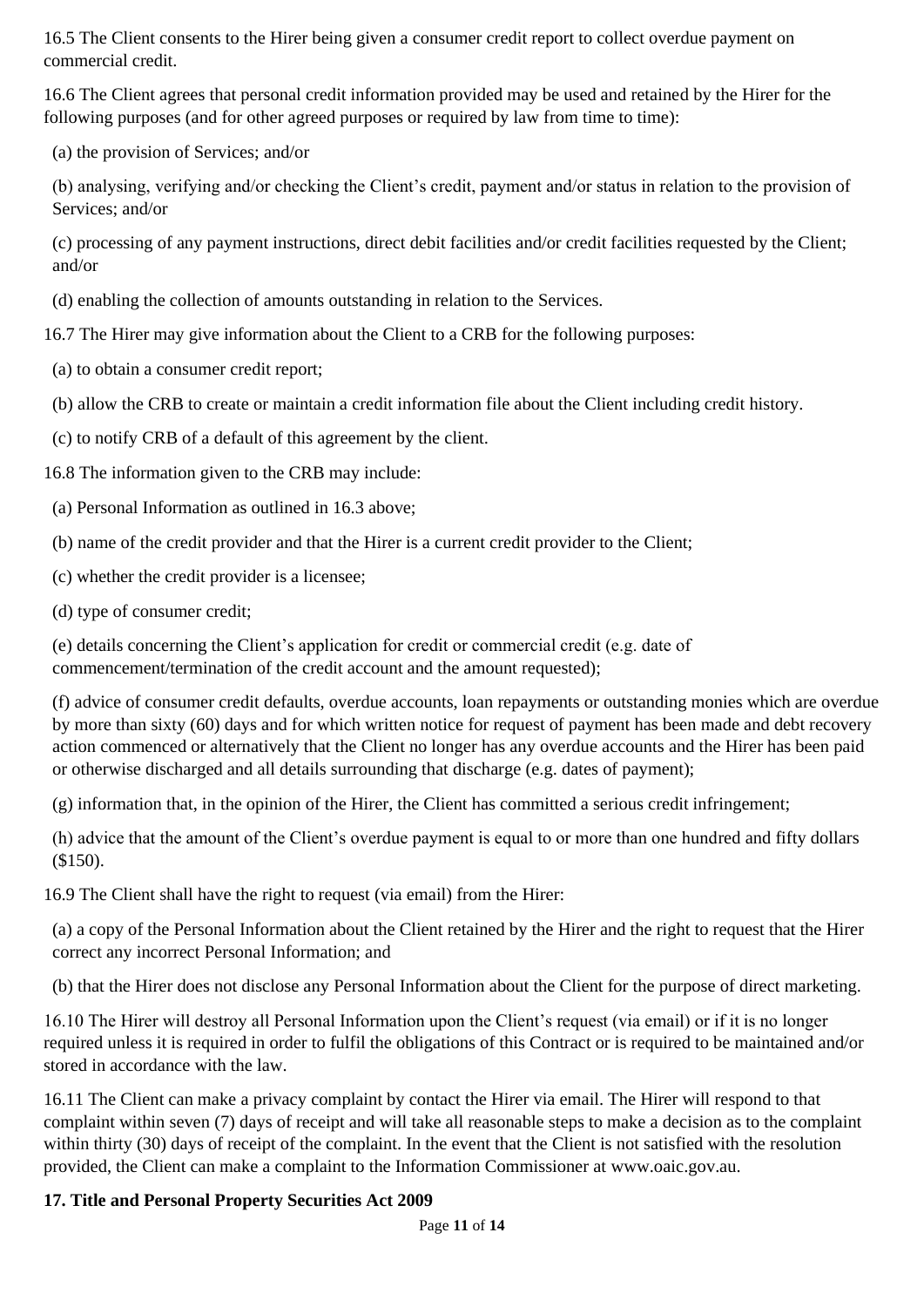16.5 The Client consents to the Hirer being given a consumer credit report to collect overdue payment on commercial credit.

16.6 The Client agrees that personal credit information provided may be used and retained by the Hirer for the following purposes (and for other agreed purposes or required by law from time to time):

(a) the provision of Services; and/or

(b) analysing, verifying and/or checking the Client's credit, payment and/or status in relation to the provision of Services; and/or

(c) processing of any payment instructions, direct debit facilities and/or credit facilities requested by the Client; and/or

(d) enabling the collection of amounts outstanding in relation to the Services.

16.7 The Hirer may give information about the Client to a CRB for the following purposes:

(a) to obtain a consumer credit report;

(b) allow the CRB to create or maintain a credit information file about the Client including credit history.

(c) to notify CRB of a default of this agreement by the client.

16.8 The information given to the CRB may include:

(a) Personal Information as outlined in 16.3 above;

(b) name of the credit provider and that the Hirer is a current credit provider to the Client;

(c) whether the credit provider is a licensee;

(d) type of consumer credit;

(e) details concerning the Client's application for credit or commercial credit (e.g. date of commencement/termination of the credit account and the amount requested);

(f) advice of consumer credit defaults, overdue accounts, loan repayments or outstanding monies which are overdue by more than sixty (60) days and for which written notice for request of payment has been made and debt recovery action commenced or alternatively that the Client no longer has any overdue accounts and the Hirer has been paid or otherwise discharged and all details surrounding that discharge (e.g. dates of payment);

(g) information that, in the opinion of the Hirer, the Client has committed a serious credit infringement;

(h) advice that the amount of the Client's overdue payment is equal to or more than one hundred and fifty dollars ($150).

16.9 The Client shall have the right to request (via email) from the Hirer:

(a) a copy of the Personal Information about the Client retained by the Hirer and the right to request that the Hirer correct any incorrect Personal Information; and

(b) that the Hirer does not disclose any Personal Information about the Client for the purpose of direct marketing.

16.10 The Hirer will destroy all Personal Information upon the Client's request (via email) or if it is no longer required unless it is required in order to fulfil the obligations of this Contract or is required to be maintained and/or stored in accordance with the law.

16.11 The Client can make a privacy complaint by contact the Hirer via email. The Hirer will respond to that complaint within seven (7) days of receipt and will take all reasonable steps to make a decision as to the complaint within thirty (30) days of receipt of the complaint. In the event that the Client is not satisfied with the resolution provided, the Client can make a complaint to the Information Commissioner at www.oaic.gov.au.

**17. Title and Personal Property Securities Act 2009**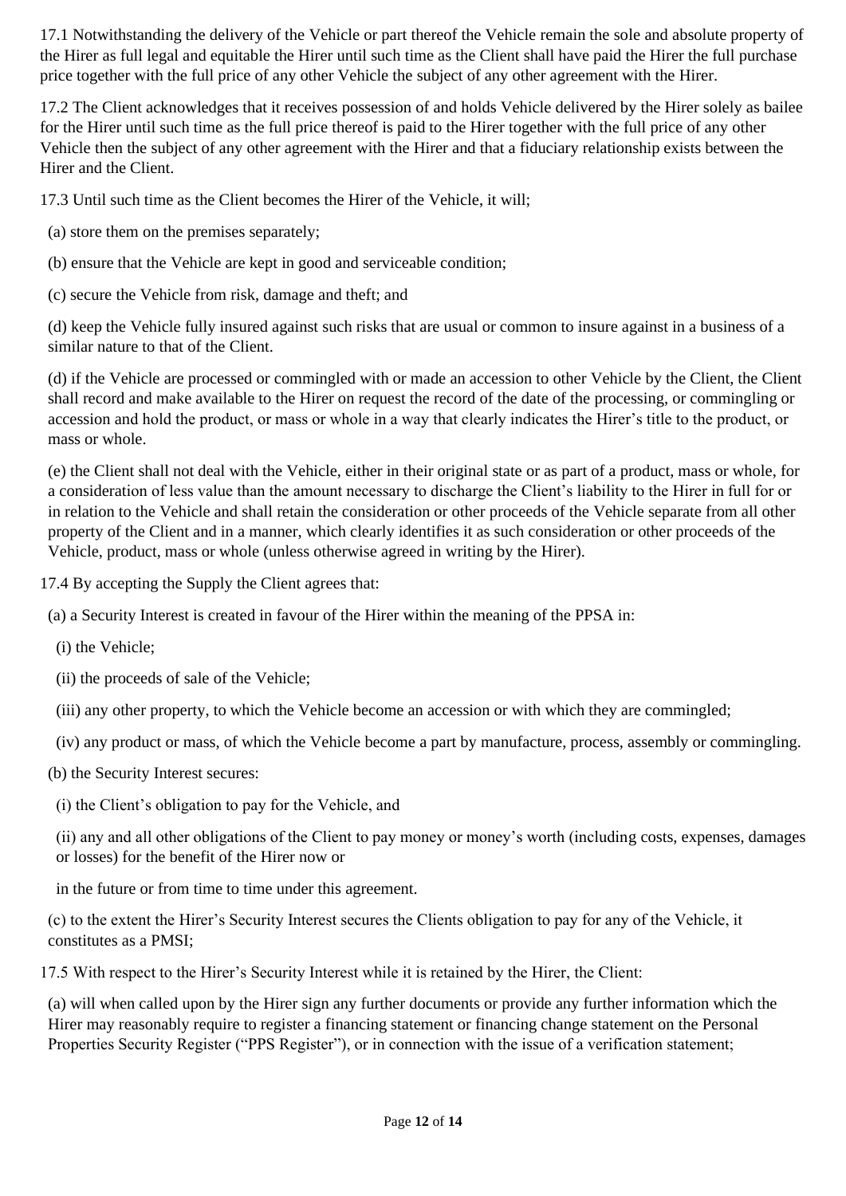17.1 Notwithstanding the delivery of the Vehicle or part thereof the Vehicle remain the sole and absolute property of the Hirer as full legal and equitable the Hirer until such time as the Client shall have paid the Hirer the full purchase price together with the full price of any other Vehicle the subject of any other agreement with the Hirer.

17.2 The Client acknowledges that it receives possession of and holds Vehicle delivered by the Hirer solely as bailee for the Hirer until such time as the full price thereof is paid to the Hirer together with the full price of any other Vehicle then the subject of any other agreement with the Hirer and that a fiduciary relationship exists between the Hirer and the Client.

17.3 Until such time as the Client becomes the Hirer of the Vehicle, it will;

(a) store them on the premises separately;

(b) ensure that the Vehicle are kept in good and serviceable condition;

(c) secure the Vehicle from risk, damage and theft; and

(d) keep the Vehicle fully insured against such risks that are usual or common to insure against in a business of a similar nature to that of the Client.

(d) if the Vehicle are processed or commingled with or made an accession to other Vehicle by the Client, the Client shall record and make available to the Hirer on request the record of the date of the processing, or commingling or accession and hold the product, or mass or whole in a way that clearly indicates the Hirer's title to the product, or mass or whole.

(e) the Client shall not deal with the Vehicle, either in their original state or as part of a product, mass or whole, for a consideration of less value than the amount necessary to discharge the Client's liability to the Hirer in full for or in relation to the Vehicle and shall retain the consideration or other proceeds of the Vehicle separate from all other property of the Client and in a manner, which clearly identifies it as such consideration or other proceeds of the Vehicle, product, mass or whole (unless otherwise agreed in writing by the Hirer).

17.4 By accepting the Supply the Client agrees that:

(a) a Security Interest is created in favour of the Hirer within the meaning of the PPSA in:

(i) the Vehicle;

(ii) the proceeds of sale of the Vehicle;

(iii) any other property, to which the Vehicle become an accession or with which they are commingled;

(iv) any product or mass, of which the Vehicle become a part by manufacture, process, assembly or commingling.

(b) the Security Interest secures:

(i) the Client's obligation to pay for the Vehicle, and

(ii) any and all other obligations of the Client to pay money or money's worth (including costs, expenses, damages or losses) for the benefit of the Hirer now or

in the future or from time to time under this agreement.

(c) to the extent the Hirer's Security Interest secures the Clients obligation to pay for any of the Vehicle, it constitutes as a PMSI;

17.5 With respect to the Hirer's Security Interest while it is retained by the Hirer, the Client:

(a) will when called upon by the Hirer sign any further documents or provide any further information which the Hirer may reasonably require to register a financing statement or financing change statement on the Personal Properties Security Register ("PPS Register"), or in connection with the issue of a verification statement;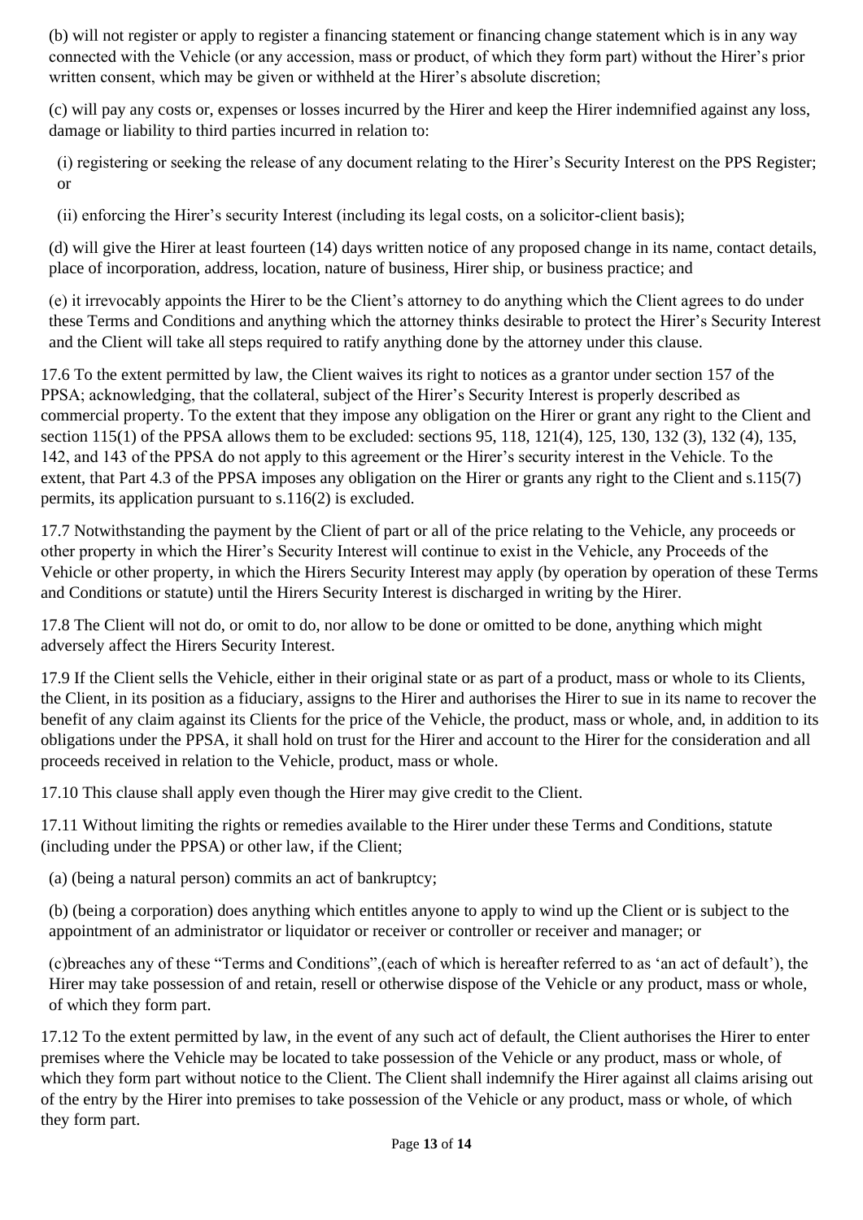(b) will not register or apply to register a financing statement or financing change statement which is in any way connected with the Vehicle (or any accession, mass or product, of which they form part) without the Hirer's prior written consent, which may be given or withheld at the Hirer's absolute discretion;

(c) will pay any costs or, expenses or losses incurred by the Hirer and keep the Hirer indemnified against any loss, damage or liability to third parties incurred in relation to:

(i) registering or seeking the release of any document relating to the Hirer's Security Interest on the PPS Register; or

(ii) enforcing the Hirer's security Interest (including its legal costs, on a solicitor-client basis);

(d) will give the Hirer at least fourteen (14) days written notice of any proposed change in its name, contact details, place of incorporation, address, location, nature of business, Hirer ship, or business practice; and

(e) it irrevocably appoints the Hirer to be the Client's attorney to do anything which the Client agrees to do under these Terms and Conditions and anything which the attorney thinks desirable to protect the Hirer's Security Interest and the Client will take all steps required to ratify anything done by the attorney under this clause.

17.6 To the extent permitted by law, the Client waives its right to notices as a grantor under section 157 of the PPSA; acknowledging, that the collateral, subject of the Hirer's Security Interest is properly described as commercial property. To the extent that they impose any obligation on the Hirer or grant any right to the Client and section 115(1) of the PPSA allows them to be excluded: sections 95, 118, 121(4), 125, 130, 132 (3), 132 (4), 135, 142, and 143 of the PPSA do not apply to this agreement or the Hirer's security interest in the Vehicle. To the extent, that Part 4.3 of the PPSA imposes any obligation on the Hirer or grants any right to the Client and s.115(7) permits, its application pursuant to s.116(2) is excluded.

17.7 Notwithstanding the payment by the Client of part or all of the price relating to the Vehicle, any proceeds or other property in which the Hirer's Security Interest will continue to exist in the Vehicle, any Proceeds of the Vehicle or other property, in which the Hirers Security Interest may apply (by operation by operation of these Terms and Conditions or statute) until the Hirers Security Interest is discharged in writing by the Hirer.

17.8 The Client will not do, or omit to do, nor allow to be done or omitted to be done, anything which might adversely affect the Hirers Security Interest.

17.9 If the Client sells the Vehicle, either in their original state or as part of a product, mass or whole to its Clients, the Client, in its position as a fiduciary, assigns to the Hirer and authorises the Hirer to sue in its name to recover the benefit of any claim against its Clients for the price of the Vehicle, the product, mass or whole, and, in addition to its obligations under the PPSA, it shall hold on trust for the Hirer and account to the Hirer for the consideration and all proceeds received in relation to the Vehicle, product, mass or whole.

17.10 This clause shall apply even though the Hirer may give credit to the Client.

17.11 Without limiting the rights or remedies available to the Hirer under these Terms and Conditions, statute (including under the PPSA) or other law, if the Client;

(a) (being a natural person) commits an act of bankruptcy;

(b) (being a corporation) does anything which entitles anyone to apply to wind up the Client or is subject to the appointment of an administrator or liquidator or receiver or controller or receiver and manager; or

(c)breaches any of these "Terms and Conditions",(each of which is hereafter referred to as 'an act of default'), the Hirer may take possession of and retain, resell or otherwise dispose of the Vehicle or any product, mass or whole, of which they form part.

17.12 To the extent permitted by law, in the event of any such act of default, the Client authorises the Hirer to enter premises where the Vehicle may be located to take possession of the Vehicle or any product, mass or whole, of which they form part without notice to the Client. The Client shall indemnify the Hirer against all claims arising out of the entry by the Hirer into premises to take possession of the Vehicle or any product, mass or whole, of which they form part.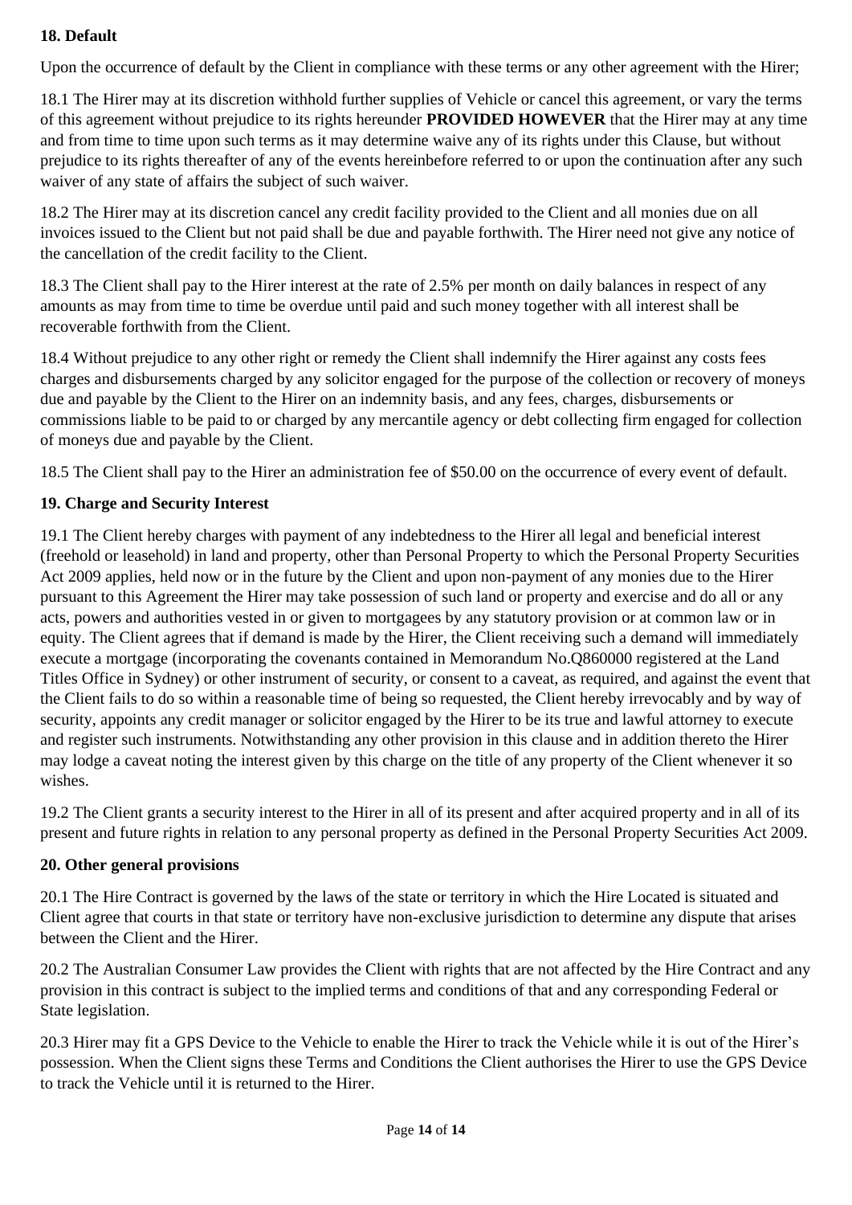**18. Default**

Upon the occurrence of default by the Client in compliance with these terms or any other agreement with the Hirer;

18.1 The Hirer may at its discretion withhold further supplies of Vehicle or cancel this agreement, or vary the terms of this agreement without prejudice to its rights hereunder **PROVIDED HOWEVER** that the Hirer may at any time and from time to time upon such terms as it may determine waive any of its rights under this Clause, but without prejudice to its rights thereafter of any of the events hereinbefore referred to or upon the continuation after any such waiver of any state of affairs the subject of such waiver.

18.2 The Hirer may at its discretion cancel any credit facility provided to the Client and all monies due on all invoices issued to the Client but not paid shall be due and payable forthwith. The Hirer need not give any notice of the cancellation of the credit facility to the Client.

18.3 The Client shall pay to the Hirer interest at the rate of 2.5% per month on daily balances in respect of any amounts as may from time to time be overdue until paid and such money together with all interest shall be recoverable forthwith from the Client.

18.4 Without prejudice to any other right or remedy the Client shall indemnify the Hirer against any costs fees charges and disbursements charged by any solicitor engaged for the purpose of the collection or recovery of moneys due and payable by the Client to the Hirer on an indemnity basis, and any fees, charges, disbursements or commissions liable to be paid to or charged by any mercantile agency or debt collecting firm engaged for collection of moneys due and payable by the Client.

18.5 The Client shall pay to the Hirer an administration fee of $50.00 on the occurrence of every event of default.

**19. Charge and Security Interest**

19.1 The Client hereby charges with payment of any indebtedness to the Hirer all legal and beneficial interest (freehold or leasehold) in land and property, other than Personal Property to which the Personal Property Securities Act 2009 applies, held now or in the future by the Client and upon non-payment of any monies due to the Hirer pursuant to this Agreement the Hirer may take possession of such land or property and exercise and do all or any acts, powers and authorities vested in or given to mortgagees by any statutory provision or at common law or in equity. The Client agrees that if demand is made by the Hirer, the Client receiving such a demand will immediately execute a mortgage (incorporating the covenants contained in Memorandum No.Q860000 registered at the Land Titles Office in Sydney) or other instrument of security, or consent to a caveat, as required, and against the event that the Client fails to do so within a reasonable time of being so requested, the Client hereby irrevocably and by way of security, appoints any credit manager or solicitor engaged by the Hirer to be its true and lawful attorney to execute and register such instruments. Notwithstanding any other provision in this clause and in addition thereto the Hirer may lodge a caveat noting the interest given by this charge on the title of any property of the Client whenever it so wishes.

19.2 The Client grants a security interest to the Hirer in all of its present and after acquired property and in all of its present and future rights in relation to any personal property as defined in the Personal Property Securities Act 2009.

**20. Other general provisions**

20.1 The Hire Contract is governed by the laws of the state or territory in which the Hire Located is situated and Client agree that courts in that state or territory have non-exclusive jurisdiction to determine any dispute that arises between the Client and the Hirer.

20.2 The Australian Consumer Law provides the Client with rights that are not affected by the Hire Contract and any provision in this contract is subject to the implied terms and conditions of that and any corresponding Federal or State legislation.

20.3 Hirer may fit a GPS Device to the Vehicle to enable the Hirer to track the Vehicle while it is out of the Hirer's possession. When the Client signs these Terms and Conditions the Client authorises the Hirer to use the GPS Device to track the Vehicle until it is returned to the Hirer.